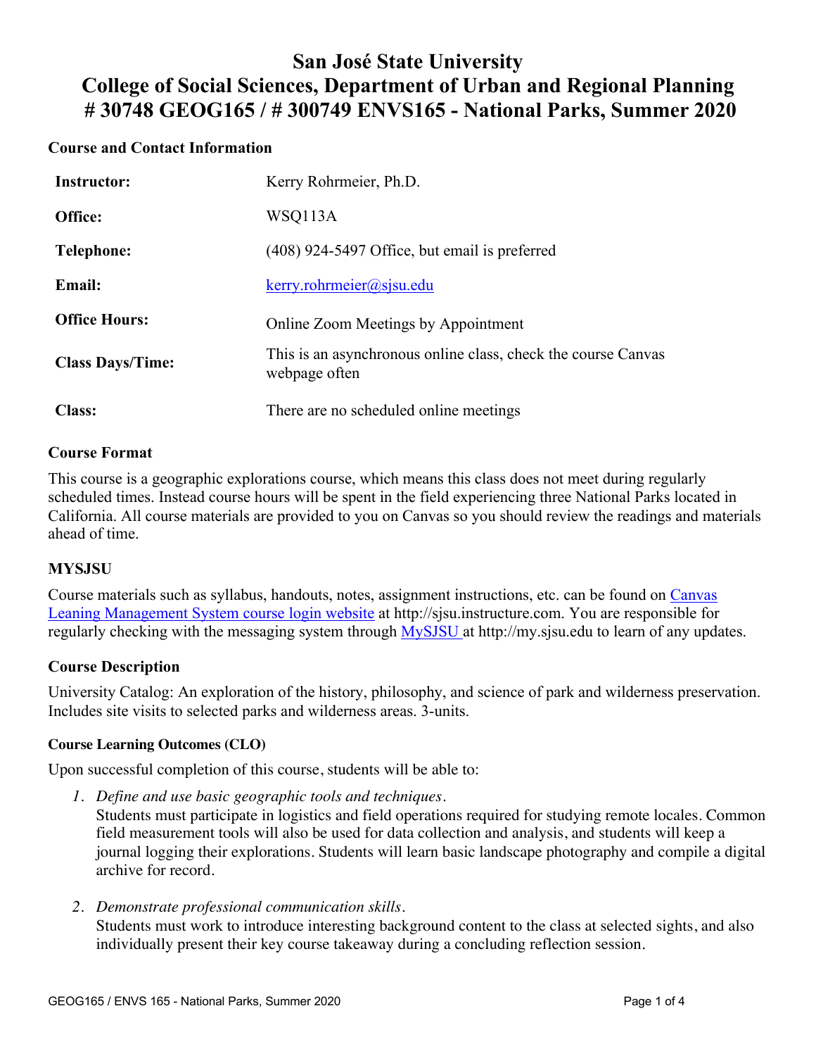# San José State University
# College of Social Sciences, Department of Urban and Regional Planning
# # 30748 GEOG165 / # 300749 ENVS165 - National Parks, Summer 2020

## Course and Contact Information

| | |
|---|---|
| **Instructor:** | Kerry Rohrmeier, Ph.D. |
| **Office:** | WSQ113A |
| **Telephone:** | (408) 924-5497 Office, but email is preferred |
| **Email:** | kerry.rohrmeier@sjsu.edu |
| **Office Hours:** | Online Zoom Meetings by Appointment |
| **Class Days/Time:** | This is an asynchronous online class, check the course Canvas webpage often |
| **Class:** | There are no scheduled online meetings |

## Course Format

This course is a geographic explorations course, which means this class does not meet during regularly scheduled times. Instead course hours will be spent in the field experiencing three National Parks located in California. All course materials are provided to you on Canvas so you should review the readings and materials ahead of time.

## MYSJSU

Course materials such as syllabus, handouts, notes, assignment instructions, etc. can be found on Canvas Leaning Management System course login website at http://sjsu.instructure.com. You are responsible for regularly checking with the messaging system through MySJSU at http://my.sjsu.edu to learn of any updates.

## Course Description

University Catalog: An exploration of the history, philosophy, and science of park and wilderness preservation. Includes site visits to selected parks and wilderness areas. 3-units.

### Course Learning Outcomes (CLO)

Upon successful completion of this course, students will be able to:

1. *Define and use basic geographic tools and techniques.*
   Students must participate in logistics and field operations required for studying remote locales. Common field measurement tools will also be used for data collection and analysis, and students will keep a journal logging their explorations. Students will learn basic landscape photography and compile a digital archive for record.

2. *Demonstrate professional communication skills.*
   Students must work to introduce interesting background content to the class at selected sights, and also individually present their key course takeaway during a concluding reflection session.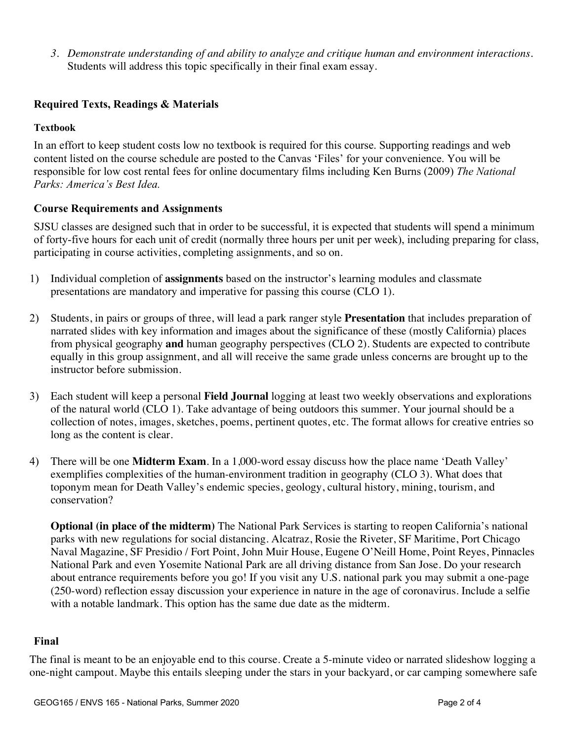3. *Demonstrate understanding of and ability to analyze and critique human and environment interactions.* Students will address this topic specifically in their final exam essay.

## Required Texts, Readings & Materials

### Textbook

In an effort to keep student costs low no textbook is required for this course. Supporting readings and web content listed on the course schedule are posted to the Canvas 'Files' for your convenience. You will be responsible for low cost rental fees for online documentary films including Ken Burns (2009) *The National Parks: America's Best Idea.*

### Course Requirements and Assignments

SJSU classes are designed such that in order to be successful, it is expected that students will spend a minimum of forty-five hours for each unit of credit (normally three hours per unit per week), including preparing for class, participating in course activities, completing assignments, and so on.

1) Individual completion of **assignments** based on the instructor's learning modules and classmate presentations are mandatory and imperative for passing this course (CLO 1).

2) Students, in pairs or groups of three, will lead a park ranger style **Presentation** that includes preparation of narrated slides with key information and images about the significance of these (mostly California) places from physical geography **and** human geography perspectives (CLO 2). Students are expected to contribute equally in this group assignment, and all will receive the same grade unless concerns are brought up to the instructor before submission.

3) Each student will keep a personal **Field Journal** logging at least two weekly observations and explorations of the natural world (CLO 1). Take advantage of being outdoors this summer. Your journal should be a collection of notes, images, sketches, poems, pertinent quotes, etc. The format allows for creative entries so long as the content is clear.

4) There will be one **Midterm Exam**. In a 1,000-word essay discuss how the place name 'Death Valley' exemplifies complexities of the human-environment tradition in geography (CLO 3). What does that toponym mean for Death Valley's endemic species, geology, cultural history, mining, tourism, and conservation?

   **Optional (in place of the midterm)** The National Park Services is starting to reopen California's national parks with new regulations for social distancing. Alcatraz, Rosie the Riveter, SF Maritime, Port Chicago Naval Magazine, SF Presidio / Fort Point, John Muir House, Eugene O'Neill Home, Point Reyes, Pinnacles National Park and even Yosemite National Park are all driving distance from San Jose. Do your research about entrance requirements before you go! If you visit any U.S. national park you may submit a one-page (250-word) reflection essay discussion your experience in nature in the age of coronavirus. Include a selfie with a notable landmark. This option has the same due date as the midterm.

### Final

The final is meant to be an enjoyable end to this course. Create a 5-minute video or narrated slideshow logging a one-night campout. Maybe this entails sleeping under the stars in your backyard, or car camping somewhere safe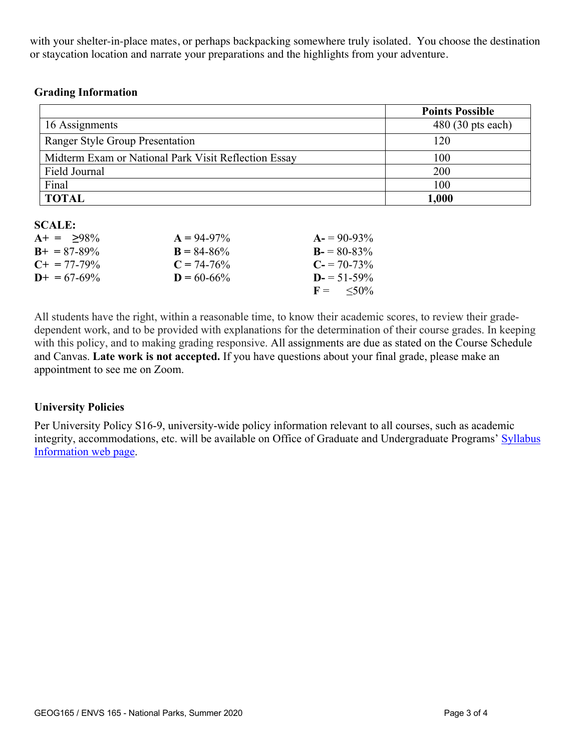with your shelter-in-place mates, or perhaps backpacking somewhere truly isolated. You choose the destination or staycation location and narrate your preparations and the highlights from your adventure.

**Grading Information**

| | **Points Possible** |
|---|---|
| 16 Assignments | 480 (30 pts each) |
| Ranger Style Group Presentation | 120 |
| Midterm Exam or National Park Visit Reflection Essay | 100 |
| Field Journal | 200 |
| Final | 100 |
| **TOTAL** | **1,000** |

**SCALE:**

| | | |
|---|---|---|
| **A+** = ≥98% | **A** = 94-97% | **A-** = 90-93% |
| **B+** = 87-89% | **B** = 84-86% | **B-** = 80-83% |
| **C+** = 77-79% | **C** = 74-76% | **C-** = 70-73% |
| **D+** = 67-69% | **D** = 60-66% | **D-** = 51-59% |
| | | **F** = ≤50% |

All students have the right, within a reasonable time, to know their academic scores, to review their grade-dependent work, and to be provided with explanations for the determination of their course grades. In keeping with this policy, and to making grading responsive. All assignments are due as stated on the Course Schedule and Canvas. **Late work is not accepted.** If you have questions about your final grade, please make an appointment to see me on Zoom.

**University Policies**

Per University Policy S16-9, university-wide policy information relevant to all courses, such as academic integrity, accommodations, etc. will be available on Office of Graduate and Undergraduate Programs' Syllabus Information web page.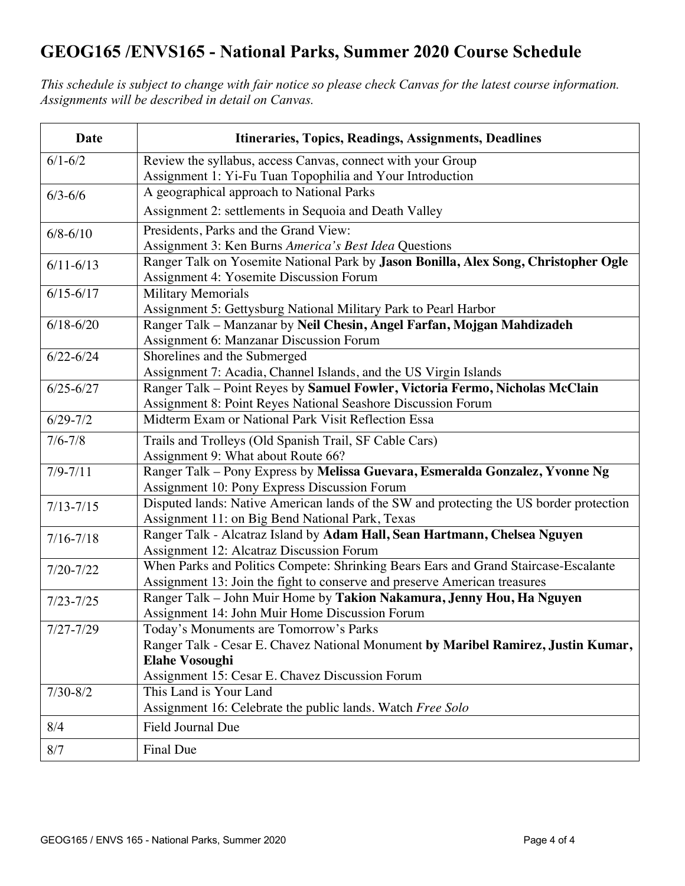# GEOG165 /ENVS165 - National Parks, Summer 2020 Course Schedule

*This schedule is subject to change with fair notice so please check Canvas for the latest course information. Assignments will be described in detail on Canvas.*

| Date | Itineraries, Topics, Readings, Assignments, Deadlines |
|---|---|
| 6/1-6/2 | Review the syllabus, access Canvas, connect with your Group<br>Assignment 1: Yi-Fu Tuan Topophilia and Your Introduction |
| 6/3-6/6 | A geographical approach to National Parks<br>Assignment 2: settlements in Sequoia and Death Valley |
| 6/8-6/10 | Presidents, Parks and the Grand View:<br>Assignment 3: Ken Burns *America's Best Idea* Questions |
| 6/11-6/13 | Ranger Talk on Yosemite National Park by **Jason Bonilla, Alex Song, Christopher Ogle**<br>Assignment 4: Yosemite Discussion Forum |
| 6/15-6/17 | Military Memorials<br>Assignment 5: Gettysburg National Military Park to Pearl Harbor |
| 6/18-6/20 | Ranger Talk – Manzanar by **Neil Chesin, Angel Farfan, Mojgan Mahdizadeh**<br>Assignment 6: Manzanar Discussion Forum |
| 6/22-6/24 | Shorelines and the Submerged<br>Assignment 7: Acadia, Channel Islands, and the US Virgin Islands |
| 6/25-6/27 | Ranger Talk – Point Reyes by **Samuel Fowler, Victoria Fermo, Nicholas McClain**<br>Assignment 8: Point Reyes National Seashore Discussion Forum |
| 6/29-7/2 | Midterm Exam or National Park Visit Reflection Essa |
| 7/6-7/8 | Trails and Trolleys (Old Spanish Trail, SF Cable Cars)<br>Assignment 9: What about Route 66? |
| 7/9-7/11 | Ranger Talk – Pony Express by **Melissa Guevara, Esmeralda Gonzalez, Yvonne Ng**<br>Assignment 10: Pony Express Discussion Forum |
| 7/13-7/15 | Disputed lands: Native American lands of the SW and protecting the US border protection<br>Assignment 11: on Big Bend National Park, Texas |
| 7/16-7/18 | Ranger Talk - Alcatraz Island by **Adam Hall, Sean Hartmann, Chelsea Nguyen**<br>Assignment 12: Alcatraz Discussion Forum |
| 7/20-7/22 | When Parks and Politics Compete: Shrinking Bears Ears and Grand Staircase-Escalante<br>Assignment 13: Join the fight to conserve and preserve American treasures |
| 7/23-7/25 | Ranger Talk – John Muir Home by **Takion Nakamura, Jenny Hou, Ha Nguyen**<br>Assignment 14: John Muir Home Discussion Forum |
| 7/27-7/29 | Today's Monuments are Tomorrow's Parks<br>Ranger Talk - Cesar E. Chavez National Monument **by Maribel Ramirez, Justin Kumar, Elahe Vosoughi**<br>Assignment 15: Cesar E. Chavez Discussion Forum |
| 7/30-8/2 | This Land is Your Land<br>Assignment 16: Celebrate the public lands. Watch *Free Solo* |
| 8/4 | Field Journal Due |
| 8/7 | Final Due |